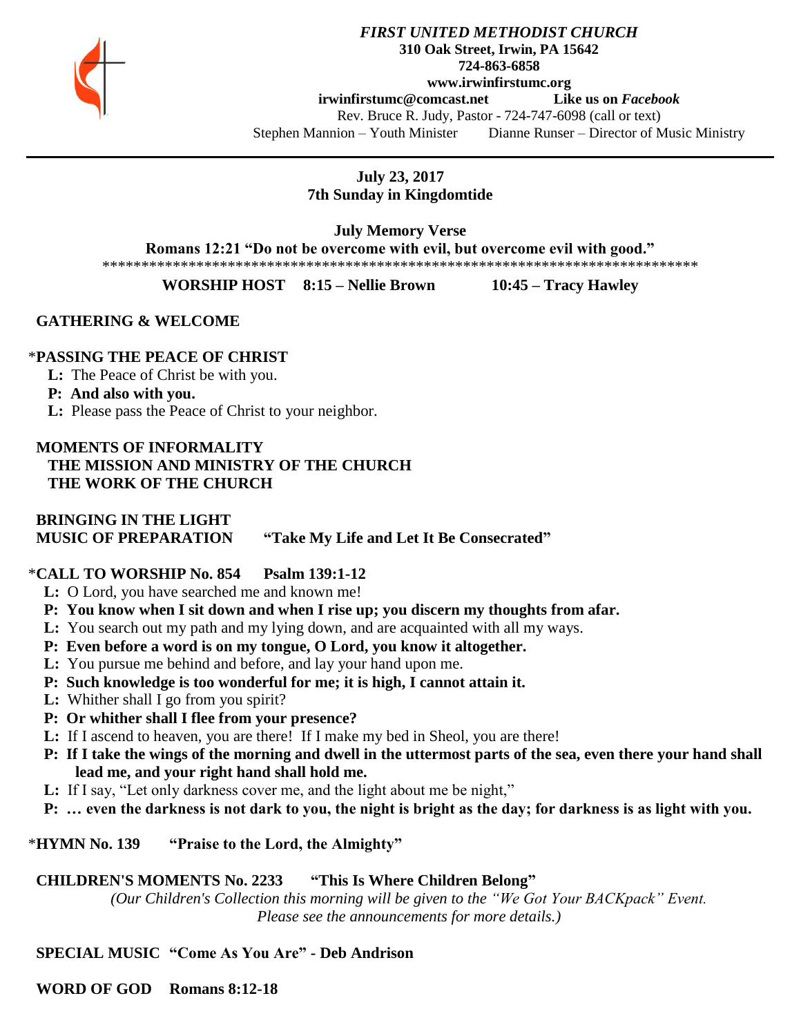***FIRST UNITED METHODIST CHURCH***
**310 Oak Street, Irwin, PA 15642**
**724-863-6858**
**www.irwinfirstumc.org**
**irwinfirstumc@comcast.net** **Like us on *Facebook***
Rev. Bruce R. Judy, Pastor - 724-747-6098 (call or text)
Stephen Mannion – Youth Minister Dianne Runser – Director of Music Ministry

---

**July 23, 2017**
**7th Sunday in Kingdomtide**

**July Memory Verse**
**Romans 12:21 "Do not be overcome with evil, but overcome evil with good."**
\*\*\*\*\*\*\*\*\*\*\*\*\*\*\*\*\*\*\*\*\*\*\*\*\*\*\*\*\*\*\*\*\*\*\*\*\*\*\*\*\*\*\*\*\*\*\*\*\*\*\*\*\*\*\*\*\*\*\*\*\*\*\*\*\*\*\*\*\*\*\*\*\*\*\*\*\*\*

**WORSHIP HOST 8:15 – Nellie Brown 10:45 – Tracy Hawley**

**GATHERING & WELCOME**

\***PASSING THE PEACE OF CHRIST**
**L:** The Peace of Christ be with you.
**P: And also with you.**
**L:** Please pass the Peace of Christ to your neighbor.

**MOMENTS OF INFORMALITY**
**THE MISSION AND MINISTRY OF THE CHURCH**
**THE WORK OF THE CHURCH**

**BRINGING IN THE LIGHT**
**MUSIC OF PREPARATION "Take My Life and Let It Be Consecrated"**

\***CALL TO WORSHIP No. 854 Psalm 139:1-12**
**L:** O Lord, you have searched me and known me!
**P: You know when I sit down and when I rise up; you discern my thoughts from afar.**
**L:** You search out my path and my lying down, and are acquainted with all my ways.
**P: Even before a word is on my tongue, O Lord, you know it altogether.**
**L:** You pursue me behind and before, and lay your hand upon me.
**P: Such knowledge is too wonderful for me; it is high, I cannot attain it.**
**L:** Whither shall I go from you spirit?
**P: Or whither shall I flee from your presence?**
**L:** If I ascend to heaven, you are there! If I make my bed in Sheol, you are there!
**P: If I take the wings of the morning and dwell in the uttermost parts of the sea, even there your hand shall lead me, and your right hand shall hold me.**
**L:** If I say, "Let only darkness cover me, and the light about me be night,"
**P: … even the darkness is not dark to you, the night is bright as the day; for darkness is as light with you.**

\***HYMN No. 139 "Praise to the Lord, the Almighty"**

**CHILDREN'S MOMENTS No. 2233 "This Is Where Children Belong"**
*(Our Children's Collection this morning will be given to the "We Got Your BACKpack" Event. Please see the announcements for more details.)*

**SPECIAL MUSIC "Come As You Are" - Deb Andrison**

**WORD OF GOD Romans 8:12-18**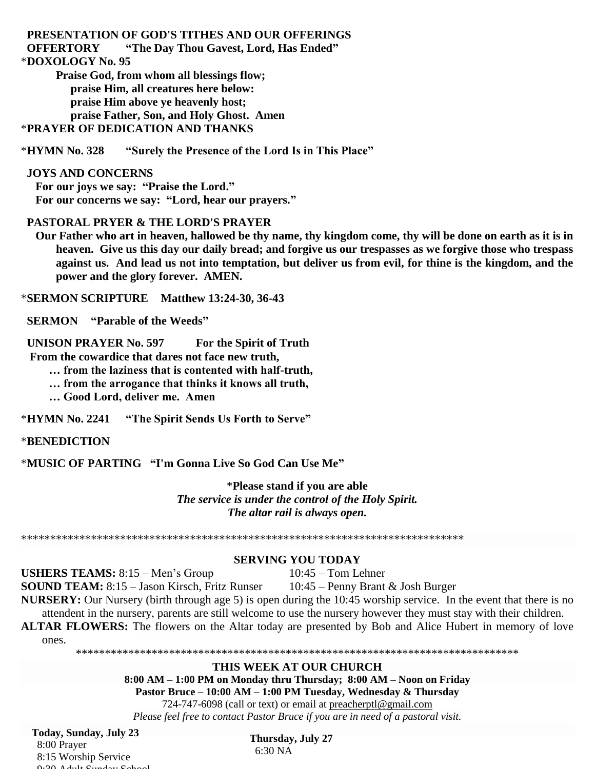**PRESENTATION OF GOD'S TITHES AND OUR OFFERINGS**

**OFFERTORY "The Day Thou Gavest, Lord, Has Ended"**

\***DOXOLOGY No. 95**

**Praise God, from whom all blessings flow;**
**praise Him, all creatures here below:**
**praise Him above ye heavenly host;**
**praise Father, Son, and Holy Ghost. Amen**

\***PRAYER OF DEDICATION AND THANKS**

\***HYMN No. 328 "Surely the Presence of the Lord Is in This Place"**

**JOYS AND CONCERNS**

**For our joys we say: "Praise the Lord."**
**For our concerns we say: "Lord, hear our prayers."**

**PASTORAL PRYER & THE LORD'S PRAYER**

**Our Father who art in heaven, hallowed be thy name, thy kingdom come, thy will be done on earth as it is in heaven. Give us this day our daily bread; and forgive us our trespasses as we forgive those who trespass against us. And lead us not into temptation, but deliver us from evil, for thine is the kingdom, and the power and the glory forever. AMEN.**

\***SERMON SCRIPTURE Matthew 13:24-30, 36-43**

**SERMON "Parable of the Weeds"**

**UNISON PRAYER No. 597 For the Spirit of Truth**

**From the cowardice that dares not face new truth,**
**… from the laziness that is contented with half-truth,**
**… from the arrogance that thinks it knows all truth,**
**… Good Lord, deliver me. Amen**

\***HYMN No. 2241 "The Spirit Sends Us Forth to Serve"**

\***BENEDICTION**

\***MUSIC OF PARTING "I'm Gonna Live So God Can Use Me"**

\***Please stand if you are able**
***The service is under the control of the Holy Spirit.***
***The altar rail is always open.***

\*\*\*\*\*\*\*\*\*\*\*\*\*\*\*\*\*\*\*\*\*\*\*\*\*\*\*\*\*\*\*\*\*\*\*\*\*\*\*\*\*\*\*\*\*\*\*\*\*\*\*\*\*\*\*\*\*\*\*\*\*\*\*\*\*\*\*\*\*\*\*\*\*\*\*\*\*\*

## SERVING YOU TODAY

**USHERS TEAMS:** 8:15 – Men's Group 10:45 – Tom Lehner

**SOUND TEAM:** 8:15 – Jason Kirsch, Fritz Runser 10:45 – Penny Brant & Josh Burger

**NURSERY:** Our Nursery (birth through age 5) is open during the 10:45 worship service. In the event that there is no attendent in the nursery, parents are still welcome to use the nursery however they must stay with their children.

**ALTAR FLOWERS:** The flowers on the Altar today are presented by Bob and Alice Hubert in memory of love ones.

\*\*\*\*\*\*\*\*\*\*\*\*\*\*\*\*\*\*\*\*\*\*\*\*\*\*\*\*\*\*\*\*\*\*\*\*\*\*\*\*\*\*\*\*\*\*\*\*\*\*\*\*\*\*\*\*\*\*\*\*\*\*\*\*\*\*\*\*\*\*\*\*\*\*\*\*\*\*

## THIS WEEK AT OUR CHURCH

**8:00 AM – 1:00 PM on Monday thru Thursday; 8:00 AM – Noon on Friday**
**Pastor Bruce – 10:00 AM – 1:00 PM Tuesday, Wednesday & Thursday**
724-747-6098 (call or text) or email at preacherptl@gmail.com
*Please feel free to contact Pastor Bruce if you are in need of a pastoral visit.*

**Today, Sunday, July 23**
8:00 Prayer
8:15 Worship Service
9:30 Adult Sunday School

**Thursday, July 27**
6:30 NA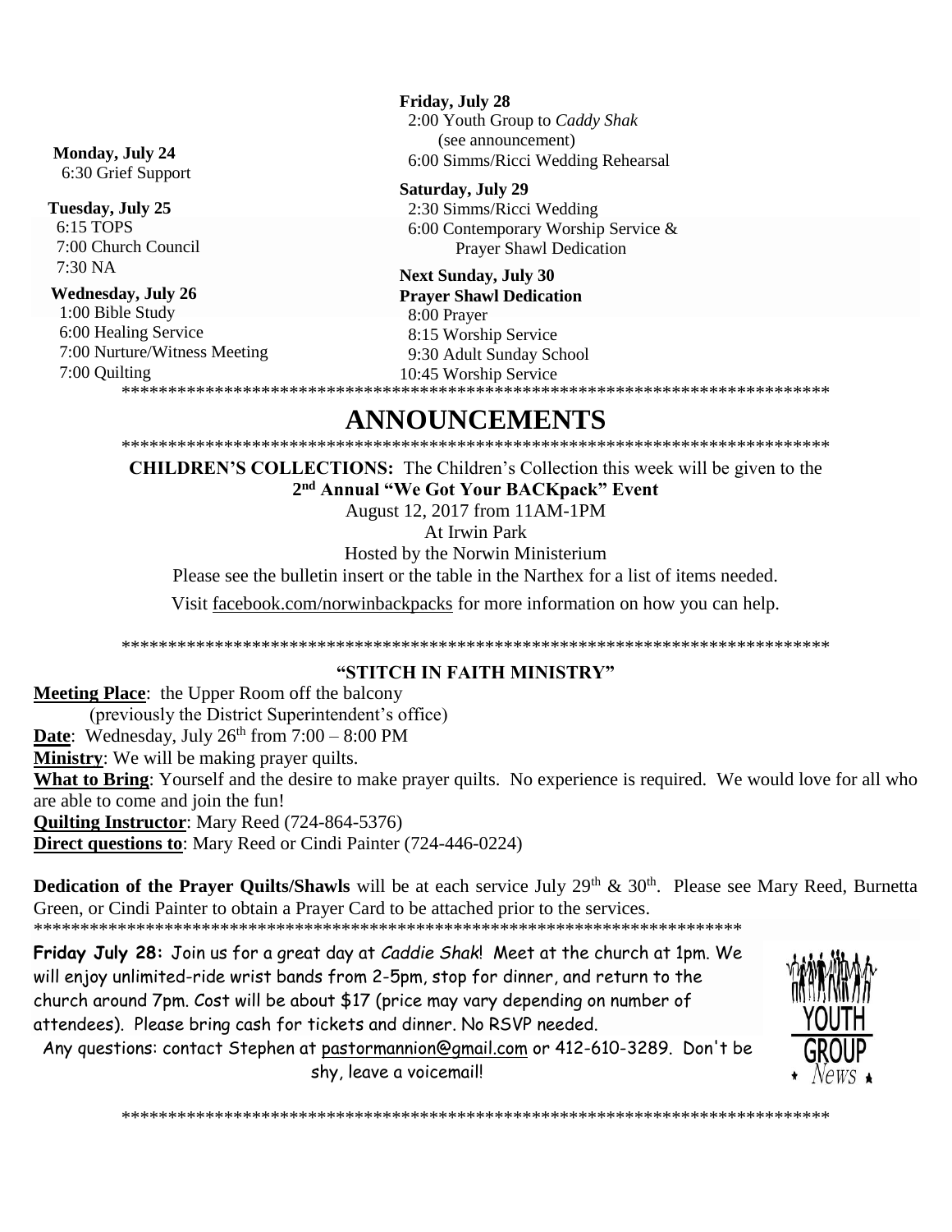**Monday, July 24**
6:30 Grief Support

**Tuesday, July 25**
6:15 TOPS
7:00 Church Council
7:30 NA

**Wednesday, July 26**
1:00 Bible Study
6:00 Healing Service
7:00 Nurture/Witness Meeting
7:00 Quilting

**Friday, July 28**
2:00 Youth Group to *Caddy Shak* (see announcement)
6:00 Simms/Ricci Wedding Rehearsal

**Saturday, July 29**
2:30 Simms/Ricci Wedding
6:00 Contemporary Worship Service & Prayer Shawl Dedication

**Next Sunday, July 30**
**Prayer Shawl Dedication**
8:00 Prayer
8:15 Worship Service
9:30 Adult Sunday School
10:45 Worship Service

*******************************************************************************

# ANNOUNCEMENTS

*******************************************************************************

**CHILDREN'S COLLECTIONS:** The Children's Collection this week will be given to the
**2nd Annual "We Got Your BACKpack" Event**
August 12, 2017 from 11AM-1PM
At Irwin Park
Hosted by the Norwin Ministerium
Please see the bulletin insert or the table in the Narthex for a list of items needed.
Visit facebook.com/norwinbackpacks for more information on how you can help.

*******************************************************************************

**"STITCH IN FAITH MINISTRY"**

**Meeting Place**: the Upper Room off the balcony
(previously the District Superintendent's office)
**Date**: Wednesday, July 26th from 7:00 – 8:00 PM
**Ministry**: We will be making prayer quilts.
**What to Bring**: Yourself and the desire to make prayer quilts. No experience is required. We would love for all who are able to come and join the fun!
**Quilting Instructor**: Mary Reed (724-864-5376)
**Direct questions to**: Mary Reed or Cindi Painter (724-446-0224)

**Dedication of the Prayer Quilts/Shawls** will be at each service July 29th & 30th. Please see Mary Reed, Burnetta Green, or Cindi Painter to obtain a Prayer Card to be attached prior to the services.

*******************************************************************************

**Friday July 28:** Join us for a great day at *Caddie Shak*! Meet at the church at 1pm. We will enjoy unlimited-ride wrist bands from 2-5pm, stop for dinner, and return to the church around 7pm. Cost will be about $17 (price may vary depending on number of attendees). Please bring cash for tickets and dinner. No RSVP needed.
Any questions: contact Stephen at pastormannion@gmail.com or 412-610-3289. Don't be shy, leave a voicemail!

YOUTH GROUP News

*******************************************************************************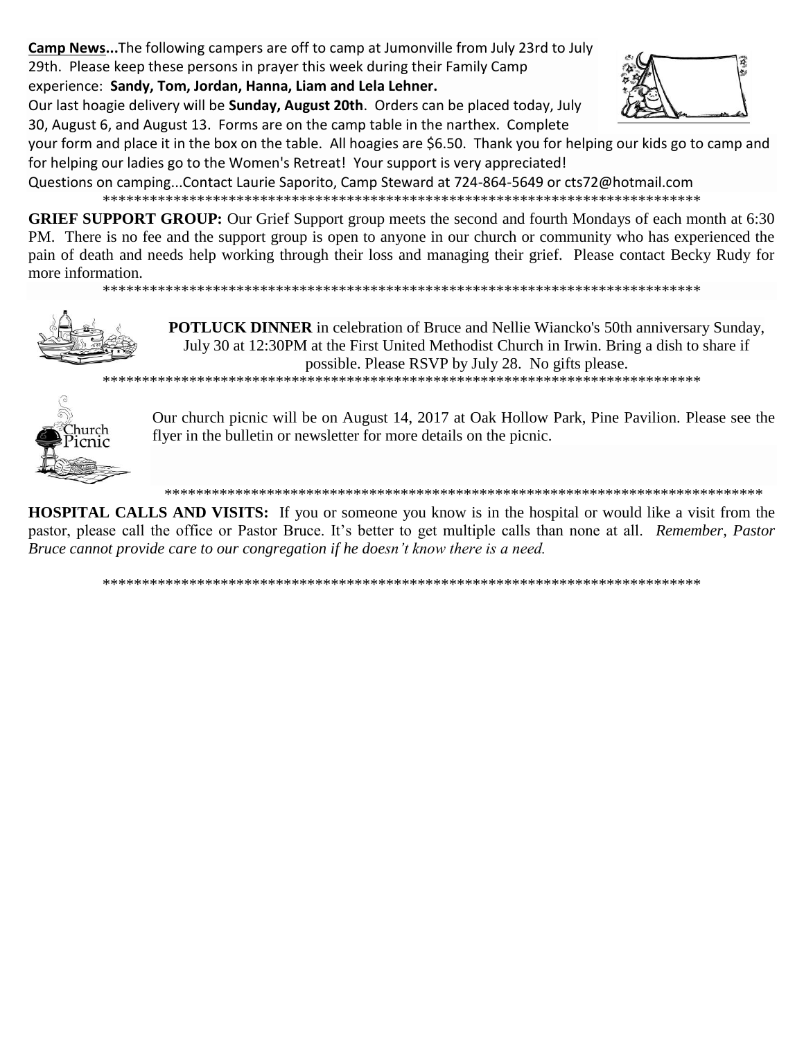**Camp News...**The following campers are off to camp at Jumonville from July 23rd to July 29th. Please keep these persons in prayer this week during their Family Camp experience: **Sandy, Tom, Jordan, Hanna, Liam and Lela Lehner.**

Our last hoagie delivery will be **Sunday, August 20th**. Orders can be placed today, July 30, August 6, and August 13. Forms are on the camp table in the narthex. Complete your form and place it in the box on the table. All hoagies are $6.50. Thank you for helping our kids go to camp and for helping our ladies go to the Women's Retreat! Your support is very appreciated!

Questions on camping...Contact Laurie Saporito, Camp Steward at 724-864-5649 or cts72@hotmail.com

*******************************************************************************

**GRIEF SUPPORT GROUP:** Our Grief Support group meets the second and fourth Mondays of each month at 6:30 PM. There is no fee and the support group is open to anyone in our church or community who has experienced the pain of death and needs help working through their loss and managing their grief. Please contact Becky Rudy for more information.

*******************************************************************************

**POTLUCK DINNER** in celebration of Bruce and Nellie Wiancko's 50th anniversary Sunday, July 30 at 12:30PM at the First United Methodist Church in Irwin. Bring a dish to share if possible. Please RSVP by July 28. No gifts please.

*******************************************************************************

Our church picnic will be on August 14, 2017 at Oak Hollow Park, Pine Pavilion. Please see the flyer in the bulletin or newsletter for more details on the picnic.

*******************************************************************************

**HOSPITAL CALLS AND VISITS:** If you or someone you know is in the hospital or would like a visit from the pastor, please call the office or Pastor Bruce. It's better to get multiple calls than none at all. *Remember, Pastor Bruce cannot provide care to our congregation if he doesn't know there is a need.*

*******************************************************************************